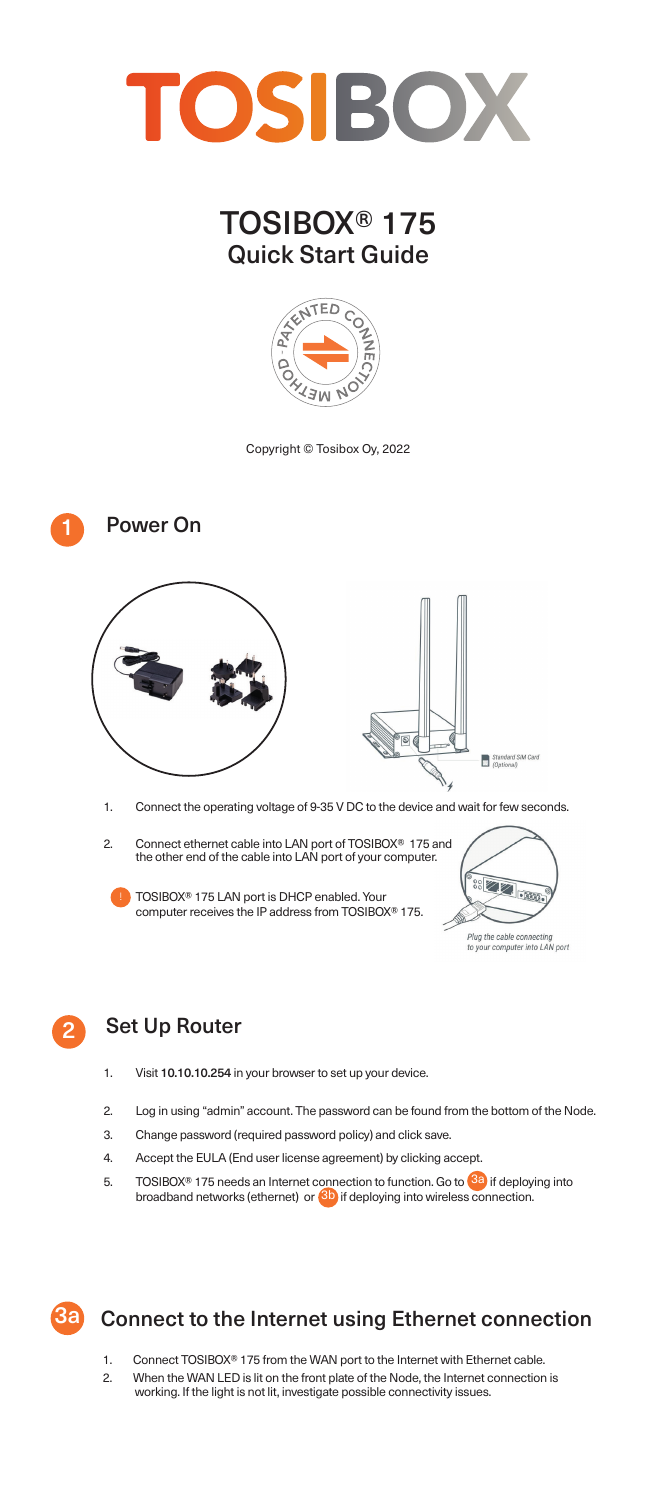# TOSIBOX

## TOSIBOX® 175
### Quick Start Guide

PATENTED CONNECTION METHOD

Copyright © Tosibox Oy, 2022

## 1 Power On

Standard SIM Card (Optional)

1. Connect the operating voltage of 9-35 V DC to the device and wait for few seconds.
2. Connect ethernet cable into LAN port of TOSIBOX® 175 and the other end of the cable into LAN port of your computer.

! TOSIBOX® 175 LAN port is DHCP enabled. Your computer receives the IP address from TOSIBOX® 175.

*Plug the cable connecting to your computer into LAN port*

## 2 Set Up Router

1. Visit **10.10.10.254** in your browser to set up your device.
2. Log in using "admin" account. The password can be found from the bottom of the Node.
3. Change password (required password policy) and click save.
4. Accept the EULA (End user license agreement) by clicking accept.
5. TOSIBOX® 175 needs an Internet connection to function. Go to 3a if deploying into broadband networks (ethernet) or 3b if deploying into wireless connection.

## 3a Connect to the Internet using Ethernet connection

1. Connect TOSIBOX® 175 from the WAN port to the Internet with Ethernet cable.
2. When the WAN LED is lit on the front plate of the Node, the Internet connection is working. If the light is not lit, investigate possible connectivity issues.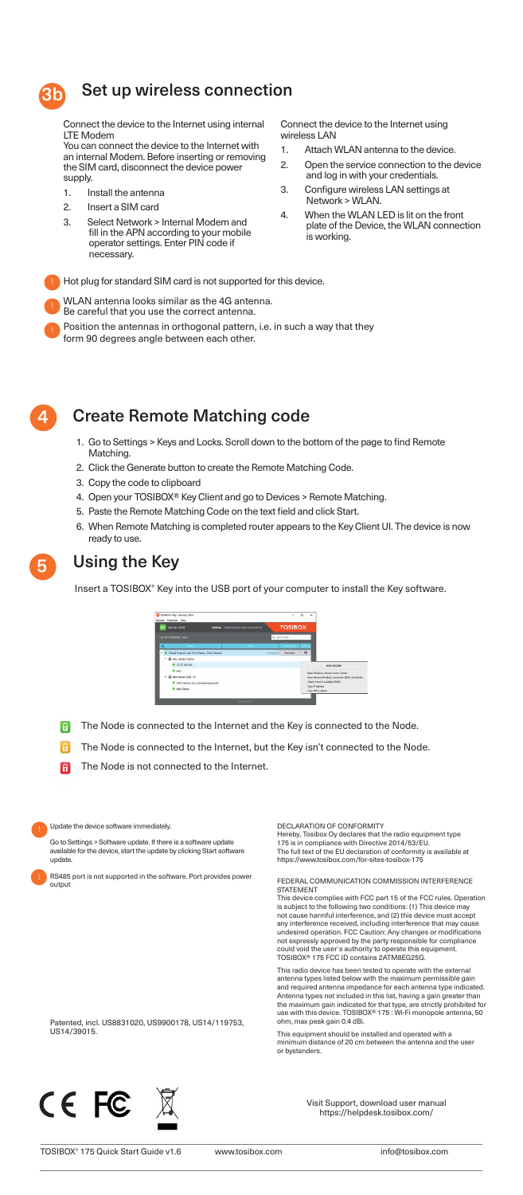## 3b Set up wireless connection

Connect the device to the Internet using internal LTE Modem

You can connect the device to the Internet with an internal Modem. Before inserting or removing the SIM card, disconnect the device power supply.

1. Install the antenna
2. Insert a SIM card
3. Select Network > Internal Modem and fill in the APN according to your mobile operator settings. Enter PIN code if necessary.

Connect the device to the Internet using wireless LAN

1. Attach WLAN antenna to the device.
2. Open the service connection to the device and log in with your credentials.
3. Configure wireless LAN settings at Network > WLAN.
4. When the WLAN LED is lit on the front plate of the Device, the WLAN connection is working.

! Hot plug for standard SIM card is not supported for this device.

! WLAN antenna looks similar as the 4G antenna. Be careful that you use the correct antenna.

! Position the antennas in orthogonal pattern, i.e. in such a way that they form 90 degrees angle between each other.

## 4 Create Remote Matching code

1. Go to Settings > Keys and Locks. Scroll down to the bottom of the page to find Remote Matching.
2. Click the Generate button to create the Remote Matching Code.
3. Copy the code to clipboard
4. Open your TOSIBOX® Key Client and go to Devices > Remote Matching.
5. Paste the Remote Matching Code on the text field and click Start.
6. When Remote Matching is completed router appears to the Key Client UI. The device is now ready to use.

## 5 Using the Key

Insert a TOSIBOX® Key into the USB port of your computer to install the Key software.

- The Node is connected to the Internet and the Key is connected to the Node.
- The Node is connected to the Internet, but the Key isn't connected to the Node.
- The Node is not connected to the Internet.

! Update the device software immediately.

Go to Settings > Software update. If there is a software update available for the device, start the update by clicking Start software update.

! RS485 port is not supported in the software. Port provides power output

Patented, incl. US8831020, US9900178, US14/119753, US14/39015.

DECLARATION OF CONFORMITY
Hereby, Tosibox Oy declares that the radio equipment type 175 is in compliance with Directive 2014/53/EU.
The full text of the EU declaration of conformity is available at https://www.tosibox.com/for-sites-tosibox-175

FEDERAL COMMUNICATION COMMISSION INTERFERENCE STATEMENT
This device complies with FCC part 15 of the FCC rules. Operation is subject to the following two conditions: (1) This device may not cause harmful interference, and (2) this device must accept any interference received, including interference that may cause undesired operation. FCC Caution: Any changes or modifications not expressly approved by the party responsible for compliance could void the user´s authority to operate this equipment. TOSIBOX® 175 FCC ID contains 2ATM8EG25G.

This radio device has been tested to operate with the external antenna types listed below with the maximum permissible gain and required antenna impedance for each antenna type indicated. Antenna types not included in this list, having a gain greater than the maximum gain indicated for that type, are strictly prohibited for use with this device. TOSIBOX® 175 : Wi-Fi monopole antenna, 50 ohm, max peak gain 0.4 dBi.

This equipment should be installed and operated with a minimum distance of 20 cm between the antenna and the user or bystanders.

Visit Support, download user manual
https://helpdesk.tosibox.com/

TOSIBOX® 175 Quick Start Guide v1.6 www.tosibox.com info@tosibox.com